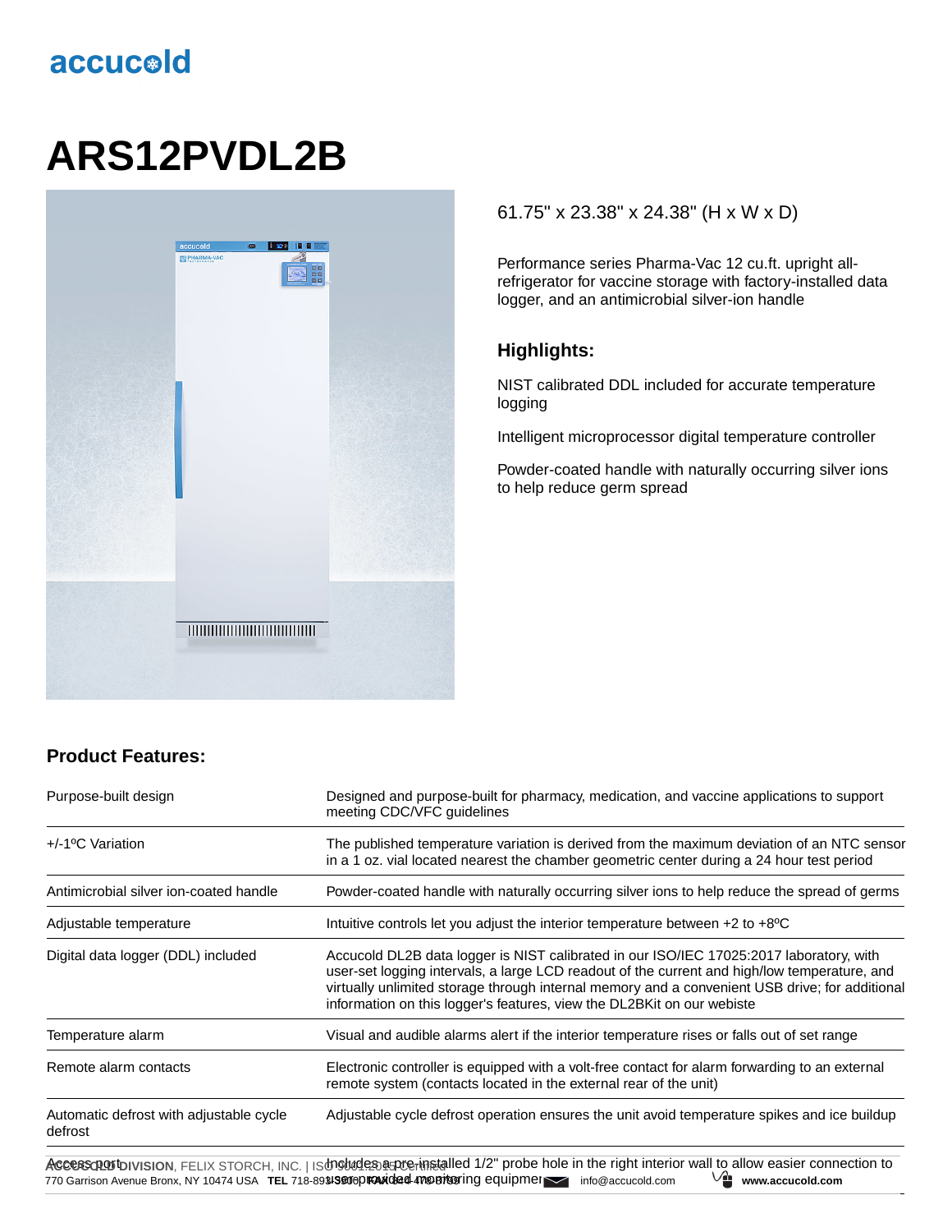accucold

# ARS12PVDL2B

61.75" x 23.38" x 24.38" (H x W x D)

Performance series Pharma-Vac 12 cu.ft. upright all-refrigerator for vaccine storage with factory-installed data logger, and an antimicrobial silver-ion handle

### Highlights:

NIST calibrated DDL included for accurate temperature logging

Intelligent microprocessor digital temperature controller

Powder-coated handle with naturally occurring silver ions to help reduce germ spread

## Product Features:

| | |
|---|---|
| Purpose-built design | Designed and purpose-built for pharmacy, medication, and vaccine applications to support meeting CDC/VFC guidelines |
| +/-1ºC Variation | The published temperature variation is derived from the maximum deviation of an NTC sensor in a 1 oz. vial located nearest the chamber geometric center during a 24 hour test period |
| Antimicrobial silver ion-coated handle | Powder-coated handle with naturally occurring silver ions to help reduce the spread of germs |
| Adjustable temperature | Intuitive controls let you adjust the interior temperature between +2 to +8ºC |
| Digital data logger (DDL) included | Accucold DL2B data logger is NIST calibrated in our ISO/IEC 17025:2017 laboratory, with user-set logging intervals, a large LCD readout of the current and high/low temperature, and virtually unlimited storage through internal memory and a convenient USB drive; for additional information on this logger's features, view the DL2BKit on our webiste |
| Temperature alarm | Visual and audible alarms alert if the interior temperature rises or falls out of set range |
| Remote alarm contacts | Electronic controller is equipped with a volt-free contact for alarm forwarding to an external remote system (contacts located in the external rear of the unit) |
| Automatic defrost with adjustable cycle defrost | Adjustable cycle defrost operation ensures the unit avoid temperature spikes and ice buildup |
| Access port | Includes a pre-installed 1/2" probe hole in the right interior wall to allow easier connection to user-provided monitoring equipment |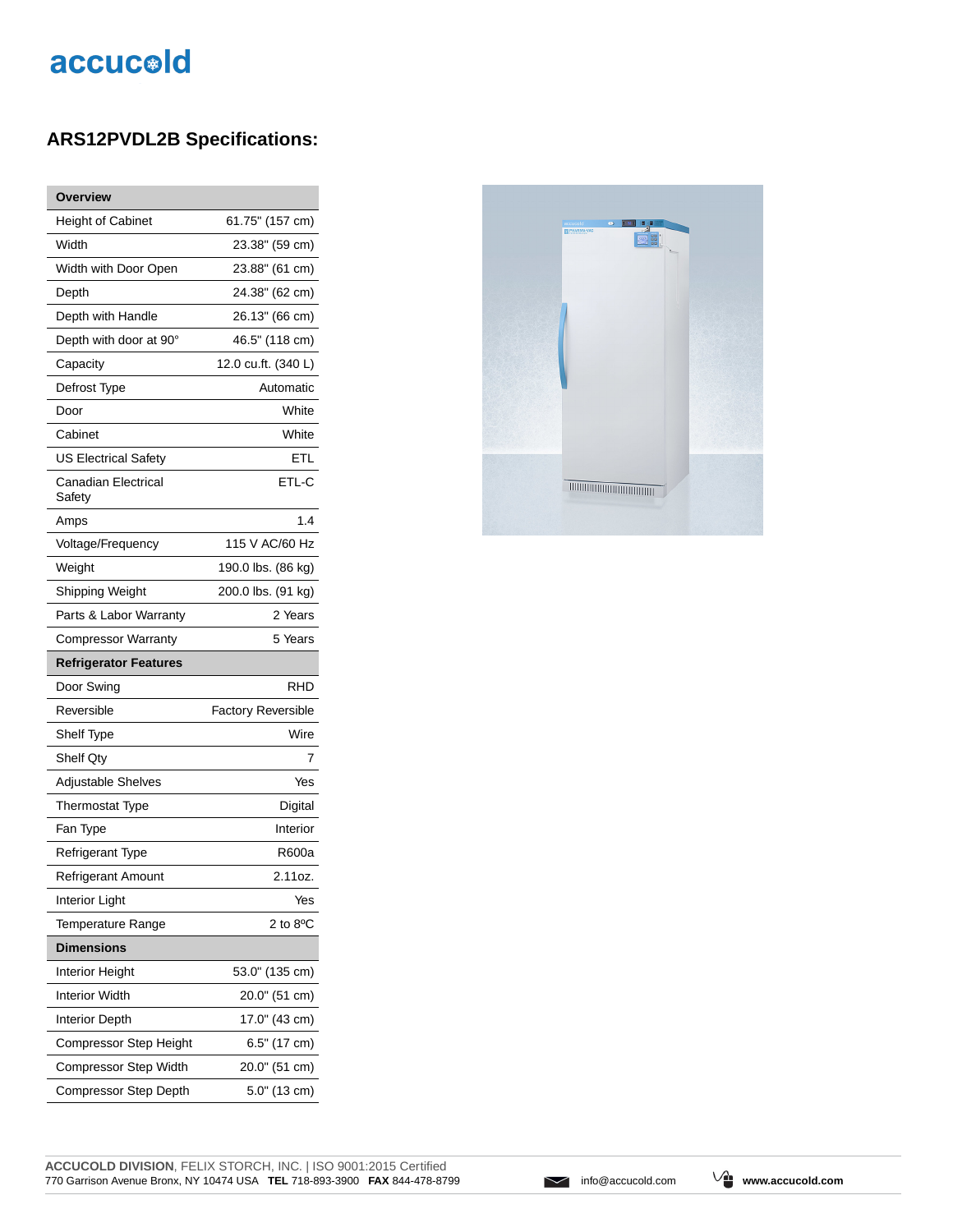accucold

## ARS12PVDL2B Specifications:

| | |
|---|---|
| **Overview** | |
| Height of Cabinet | 61.75" (157 cm) |
| Width | 23.38" (59 cm) |
| Width with Door Open | 23.88" (61 cm) |
| Depth | 24.38" (62 cm) |
| Depth with Handle | 26.13" (66 cm) |
| Depth with door at 90° | 46.5" (118 cm) |
| Capacity | 12.0 cu.ft. (340 L) |
| Defrost Type | Automatic |
| Door | White |
| Cabinet | White |
| US Electrical Safety | ETL |
| Canadian Electrical Safety | ETL-C |
| Amps | 1.4 |
| Voltage/Frequency | 115 V AC/60 Hz |
| Weight | 190.0 lbs. (86 kg) |
| Shipping Weight | 200.0 lbs. (91 kg) |
| Parts & Labor Warranty | 2 Years |
| Compressor Warranty | 5 Years |
| **Refrigerator Features** | |
| Door Swing | RHD |
| Reversible | Factory Reversible |
| Shelf Type | Wire |
| Shelf Qty | 7 |
| Adjustable Shelves | Yes |
| Thermostat Type | Digital |
| Fan Type | Interior |
| Refrigerant Type | R600a |
| Refrigerant Amount | 2.11oz. |
| Interior Light | Yes |
| Temperature Range | 2 to 8ºC |
| **Dimensions** | |
| Interior Height | 53.0" (135 cm) |
| Interior Width | 20.0" (51 cm) |
| Interior Depth | 17.0" (43 cm) |
| Compressor Step Height | 6.5" (17 cm) |
| Compressor Step Width | 20.0" (51 cm) |
| Compressor Step Depth | 5.0" (13 cm) |

**ACCUCOLD DIVISION**, FELIX STORCH, INC. | ISO 9001:2015 Certified
770 Garrison Avenue Bronx, NY 10474 USA **TEL** 718-893-3900 **FAX** 844-478-8799

info@accucold.com

**www.accucold.com**